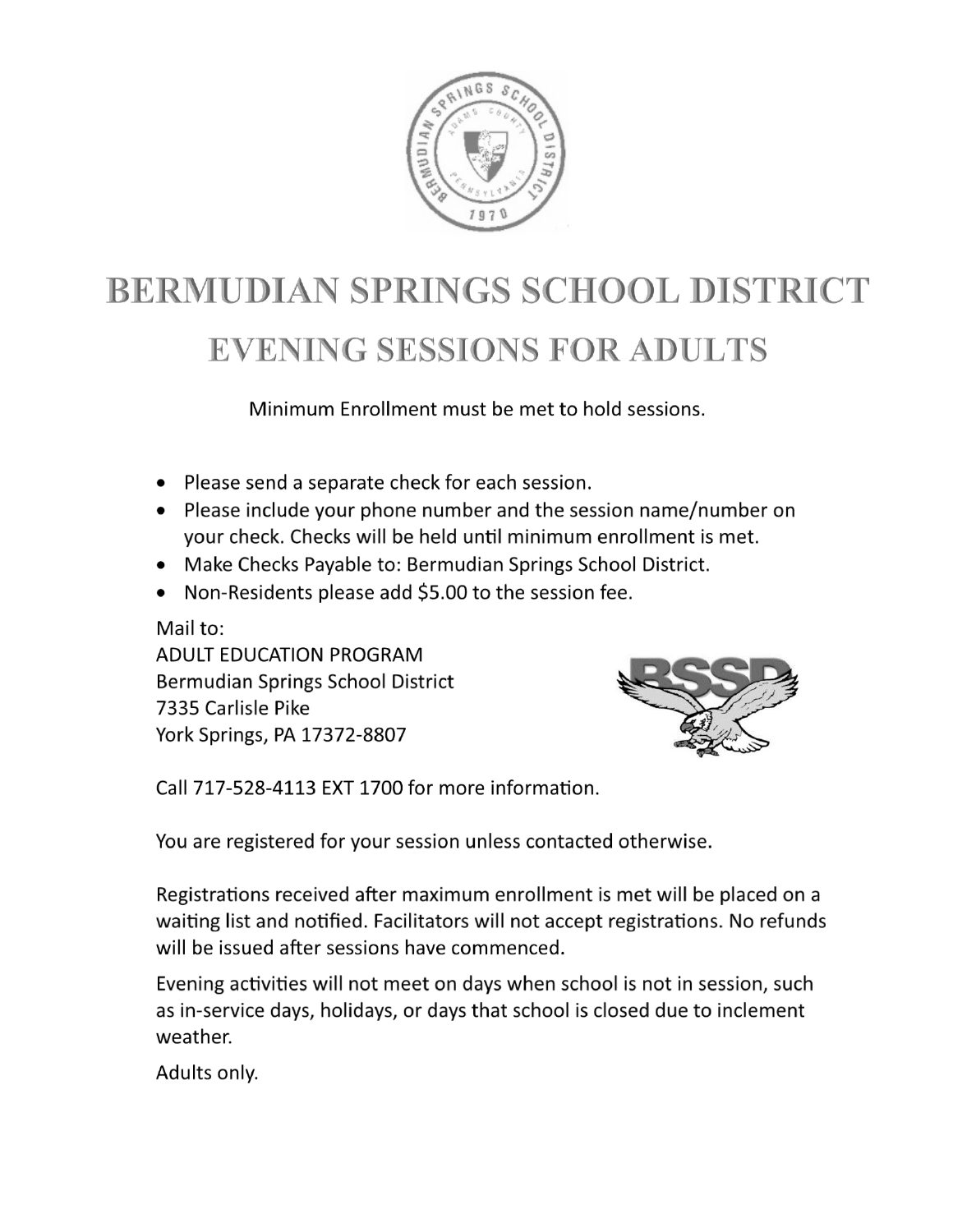# BERMUDIAN SPRINGS SCHOOL DISTRICT

## EVENING SESSIONS FOR ADULTS

Minimum Enrollment must be met to hold sessions.

- Please send a separate check for each session.
- Please include your phone number and the session name/number on your check. Checks will be held until minimum enrollment is met.
- Make Checks Payable to: Bermudian Springs School District.
- Non-Residents please add $5.00 to the session fee.

Mail to:
ADULT EDUCATION PROGRAM
Bermudian Springs School District
7335 Carlisle Pike
York Springs, PA 17372-8807

Call 717-528-4113 EXT 1700 for more information.

You are registered for your session unless contacted otherwise.

Registrations received after maximum enrollment is met will be placed on a waiting list and notified. Facilitators will not accept registrations. No refunds will be issued after sessions have commenced.

Evening activities will not meet on days when school is not in session, such as in-service days, holidays, or days that school is closed due to inclement weather.

Adults only.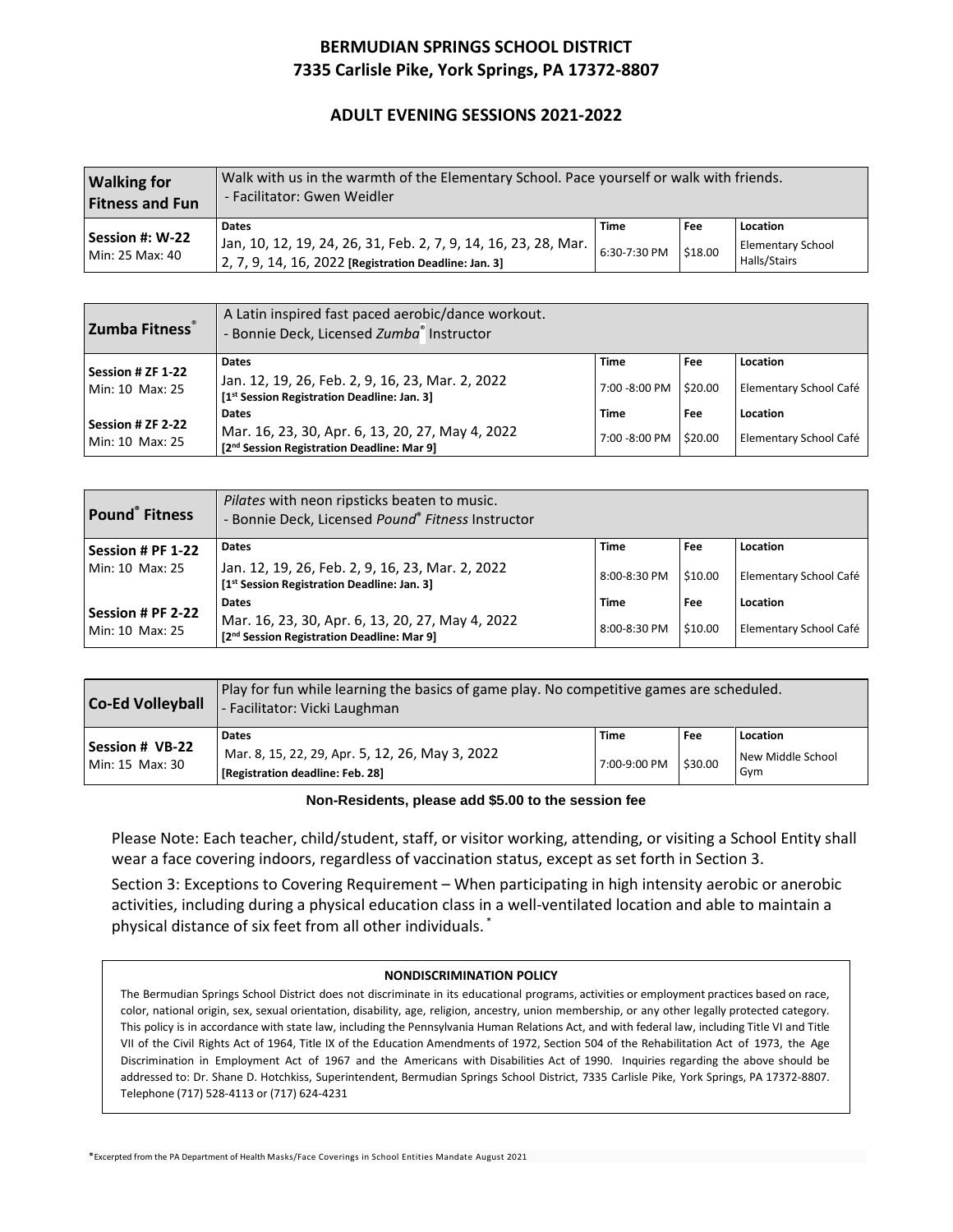# BERMUDIAN SPRINGS SCHOOL DISTRICT
# 7335 Carlisle Pike, York Springs, PA 17372-8807

## ADULT EVENING SESSIONS 2021-2022

| **Walking for Fitness and Fun** | Walk with us in the warmth of the Elementary School. Pace yourself or walk with friends. - Facilitator: Gwen Weidler | | | |
|---|---|---|---|---|
| **Session #: W-22** Min: 25 Max: 40 | **Dates** Jan, 10, 12, 19, 24, 26, 31, Feb. 2, 7, 9, 14, 16, 23, 28, Mar. 2, 7, 9, 14, 16, 2022 **[Registration Deadline: Jan. 3]** | **Time** 6:30-7:30 PM | **Fee** $18.00 | **Location** Elementary School Halls/Stairs |

| **Zumba Fitness®** | A Latin inspired fast paced aerobic/dance workout. - Bonnie Deck, Licensed *Zumba®* Instructor | | | |
|---|---|---|---|---|
| **Session # ZF 1-22** Min: 10 Max: 25 | **Dates** Jan. 12, 19, 26, Feb. 2, 9, 16, 23, Mar. 2, 2022 **[1st Session Registration Deadline: Jan. 3]** | **Time** 7:00 -8:00 PM | **Fee** $20.00 | **Location** Elementary School Café |
| **Session # ZF 2-22** Min: 10 Max: 25 | **Dates** Mar. 16, 23, 30, Apr. 6, 13, 20, 27, May 4, 2022 **[2nd Session Registration Deadline: Mar 9]** | **Time** 7:00 -8:00 PM | **Fee** $20.00 | **Location** Elementary School Café |

| **Pound® Fitness** | *Pilates* with neon ripsticks beaten to music. - Bonnie Deck, Licensed *Pound® Fitness* Instructor | | | |
|---|---|---|---|---|
| **Session # PF 1-22** Min: 10 Max: 25 | **Dates** Jan. 12, 19, 26, Feb. 2, 9, 16, 23, Mar. 2, 2022 **[1st Session Registration Deadline: Jan. 3]** | **Time** 8:00-8:30 PM | **Fee** $10.00 | **Location** Elementary School Café |
| **Session # PF 2-22** Min: 10 Max: 25 | **Dates** Mar. 16, 23, 30, Apr. 6, 13, 20, 27, May 4, 2022 **[2nd Session Registration Deadline: Mar 9]** | **Time** 8:00-8:30 PM | **Fee** $10.00 | **Location** Elementary School Café |

| **Co-Ed Volleyball** | Play for fun while learning the basics of game play. No competitive games are scheduled. - Facilitator: Vicki Laughman | | | |
|---|---|---|---|---|
| **Session # VB-22** Min: 15 Max: 30 | **Dates** Mar. 8, 15, 22, 29, Apr. 5, 12, 26, May 3, 2022 **[Registration deadline: Feb. 28]** | **Time** 7:00-9:00 PM | **Fee** $30.00 | **Location** New Middle School Gym |

**Non-Residents, please add $5.00 to the session fee**

Please Note: Each teacher, child/student, staff, or visitor working, attending, or visiting a School Entity shall wear a face covering indoors, regardless of vaccination status, except as set forth in Section 3.

Section 3: Exceptions to Covering Requirement – When participating in high intensity aerobic or anerobic activities, including during a physical education class in a well-ventilated location and able to maintain a physical distance of six feet from all other individuals. *

**NONDISCRIMINATION POLICY**

The Bermudian Springs School District does not discriminate in its educational programs, activities or employment practices based on race, color, national origin, sex, sexual orientation, disability, age, religion, ancestry, union membership, or any other legally protected category. This policy is in accordance with state law, including the Pennsylvania Human Relations Act, and with federal law, including Title VI and Title VII of the Civil Rights Act of 1964, Title IX of the Education Amendments of 1972, Section 504 of the Rehabilitation Act of 1973, the Age Discrimination in Employment Act of 1967 and the Americans with Disabilities Act of 1990. Inquiries regarding the above should be addressed to: Dr. Shane D. Hotchkiss, Superintendent, Bermudian Springs School District, 7335 Carlisle Pike, York Springs, PA 17372-8807. Telephone (717) 528-4113 or (717) 624-4231

*Excerpted from the PA Department of Health Masks/Face Coverings in School Entities Mandate August 2021